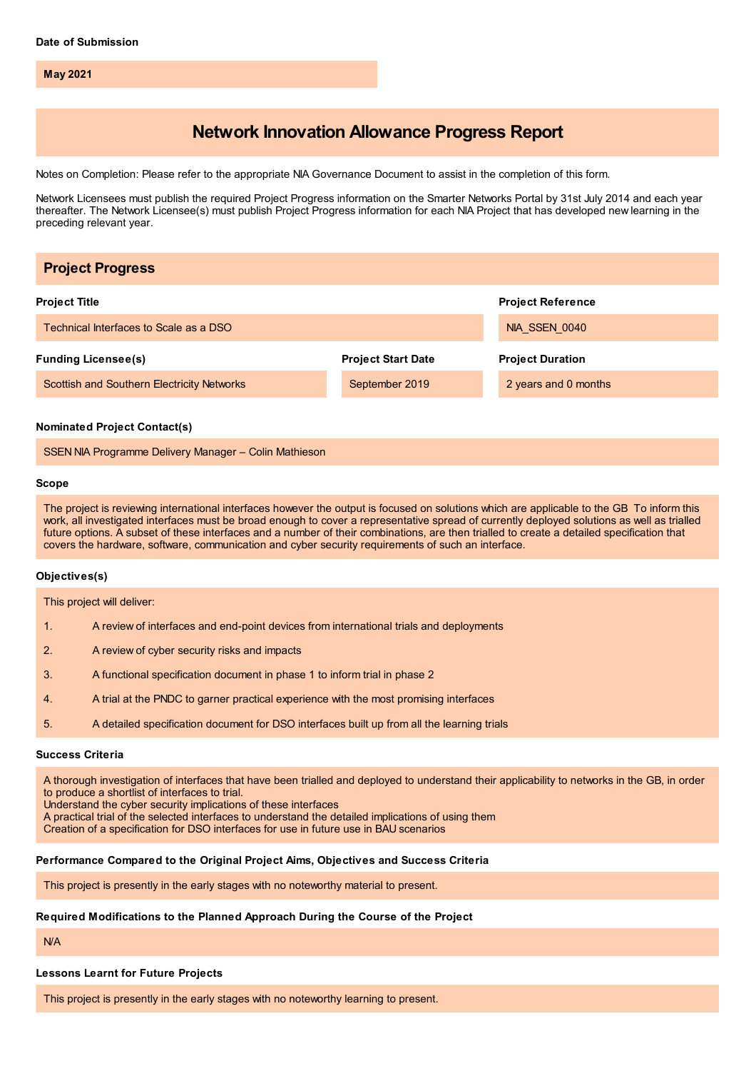**Date of Submission**

**May 2021**

# Network Innovation Allowance Progress Report

Notes on Completion: Please refer to the appropriate NIA Governance Document to assist in the completion of this form.

Network Licensees must publish the required Project Progress information on the Smarter Networks Portal by 31st July 2014 and each year thereafter. The Network Licensee(s) must publish Project Progress information for each NIA Project that has developed new learning in the preceding relevant year.

## Project Progress

**Project Title**

Technical Interfaces to Scale as a DSO

**Project Reference**

NIA_SSEN_0040

**Funding Licensee(s)**

Scottish and Southern Electricity Networks

**Project Start Date**

September 2019

**Project Duration**

2 years and 0 months

**Nominated Project Contact(s)**

SSEN NIA Programme Delivery Manager – Colin Mathieson

**Scope**

The project is reviewing international interfaces however the output is focused on solutions which are applicable to the GB To inform this work, all investigated interfaces must be broad enough to cover a representative spread of currently deployed solutions as well as trialled future options. A subset of these interfaces and a number of their combinations, are then trialled to create a detailed specification that covers the hardware, software, communication and cyber security requirements of such an interface.

**Objectives(s)**

This project will deliver:

1. A review of interfaces and end-point devices from international trials and deployments
2. A review of cyber security risks and impacts
3. A functional specification document in phase 1 to inform trial in phase 2
4. A trial at the PNDC to garner practical experience with the most promising interfaces
5. A detailed specification document for DSO interfaces built up from all the learning trials

**Success Criteria**

A thorough investigation of interfaces that have been trialled and deployed to understand their applicability to networks in the GB, in order to produce a shortlist of interfaces to trial.
Understand the cyber security implications of these interfaces
A practical trial of the selected interfaces to understand the detailed implications of using them
Creation of a specification for DSO interfaces for use in future use in BAU scenarios

**Performance Compared to the Original Project Aims, Objectives and Success Criteria**

This project is presently in the early stages with no noteworthy material to present.

**Required Modifications to the Planned Approach During the Course of the Project**

N/A

**Lessons Learnt for Future Projects**

This project is presently in the early stages with no noteworthy learning to present.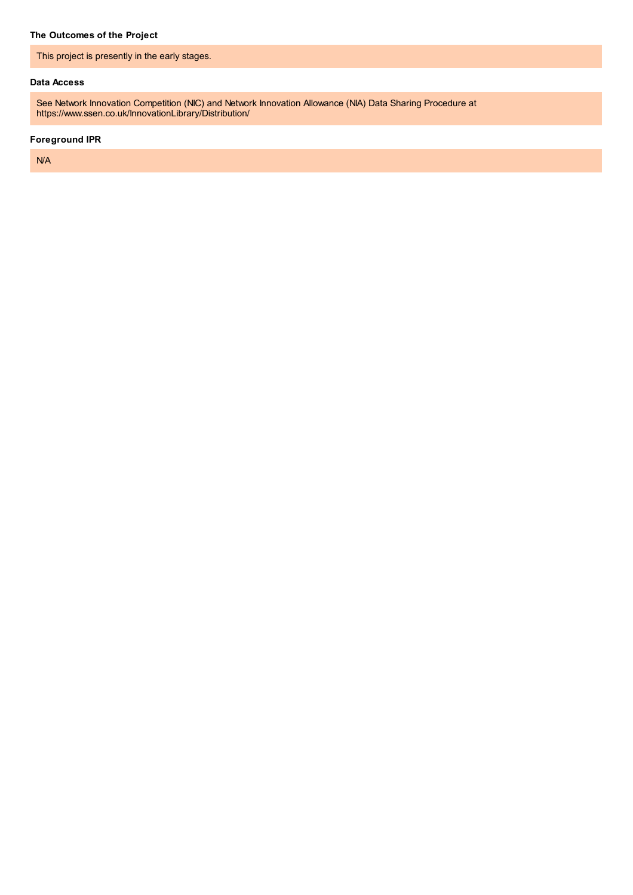### The Outcomes of the Project

This project is presently in the early stages.

### Data Access

See Network Innovation Competition (NIC) and Network Innovation Allowance (NIA) Data Sharing Procedure at https://www.ssen.co.uk/InnovationLibrary/Distribution/

### Foreground IPR

N/A